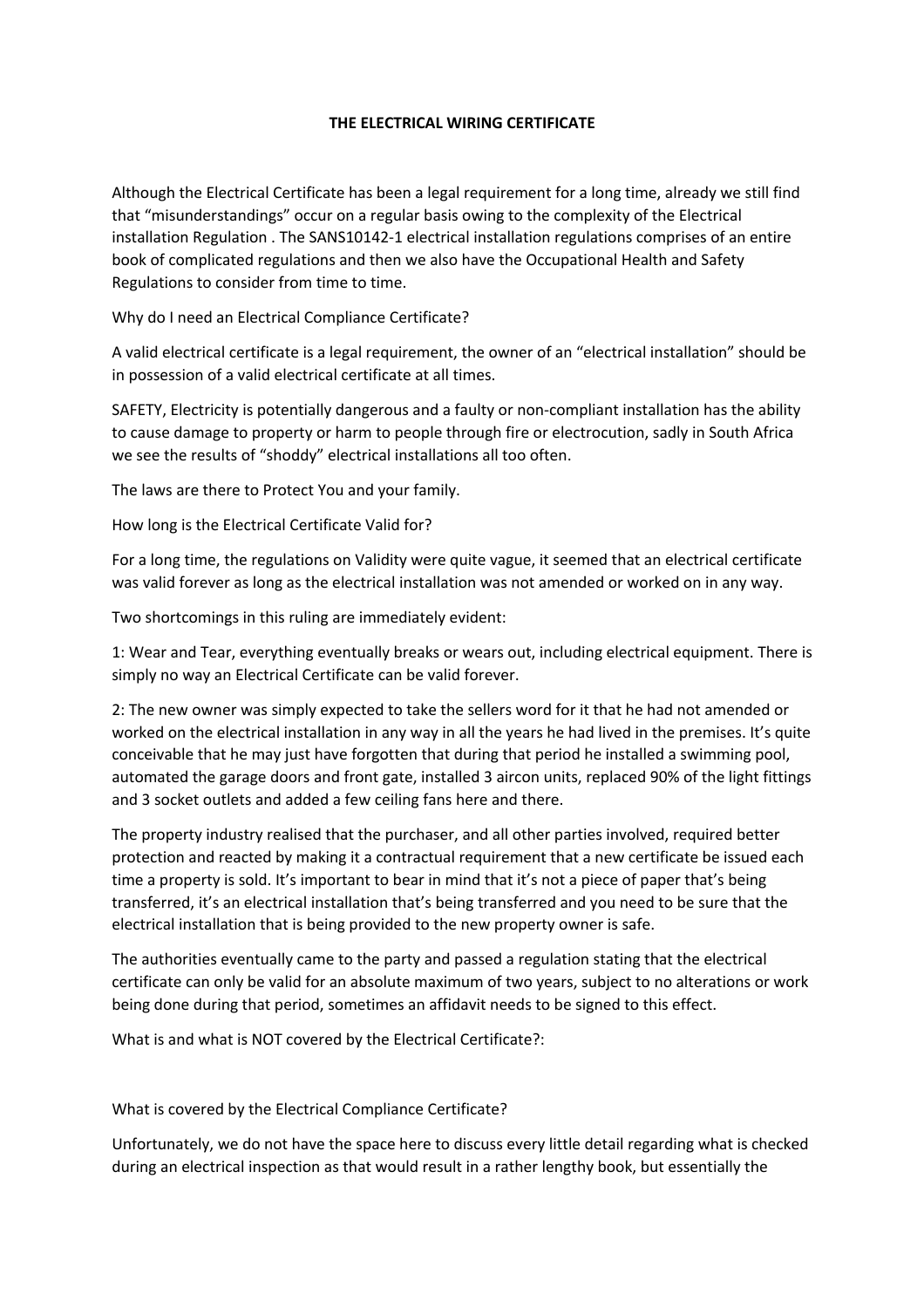# THE ELECTRICAL WIRING CERTIFICATE

Although the Electrical Certificate has been a legal requirement for a long time, already we still find that "misunderstandings" occur on a regular basis owing to the complexity of the Electrical installation Regulation . The SANS10142-1 electrical installation regulations comprises of an entire book of complicated regulations and then we also have the Occupational Health and Safety Regulations to consider from time to time.

Why do I need an Electrical Compliance Certificate?

A valid electrical certificate is a legal requirement, the owner of an "electrical installation" should be in possession of a valid electrical certificate at all times.

SAFETY, Electricity is potentially dangerous and a faulty or non-compliant installation has the ability to cause damage to property or harm to people through fire or electrocution, sadly in South Africa we see the results of "shoddy" electrical installations all too often.

The laws are there to Protect You and your family.

How long is the Electrical Certificate Valid for?

For a long time, the regulations on Validity were quite vague, it seemed that an electrical certificate was valid forever as long as the electrical installation was not amended or worked on in any way.

Two shortcomings in this ruling are immediately evident:

1: Wear and Tear, everything eventually breaks or wears out, including electrical equipment. There is simply no way an Electrical Certificate can be valid forever.

2: The new owner was simply expected to take the sellers word for it that he had not amended or worked on the electrical installation in any way in all the years he had lived in the premises. It's quite conceivable that he may just have forgotten that during that period he installed a swimming pool, automated the garage doors and front gate, installed 3 aircon units, replaced 90% of the light fittings and 3 socket outlets and added a few ceiling fans here and there.

The property industry realised that the purchaser, and all other parties involved, required better protection and reacted by making it a contractual requirement that a new certificate be issued each time a property is sold. It's important to bear in mind that it's not a piece of paper that's being transferred, it's an electrical installation that's being transferred and you need to be sure that the electrical installation that is being provided to the new property owner is safe.

The authorities eventually came to the party and passed a regulation stating that the electrical certificate can only be valid for an absolute maximum of two years, subject to no alterations or work being done during that period, sometimes an affidavit needs to be signed to this effect.

What is and what is NOT covered by the Electrical Certificate?:

What is covered by the Electrical Compliance Certificate?

Unfortunately, we do not have the space here to discuss every little detail regarding what is checked during an electrical inspection as that would result in a rather lengthy book, but essentially the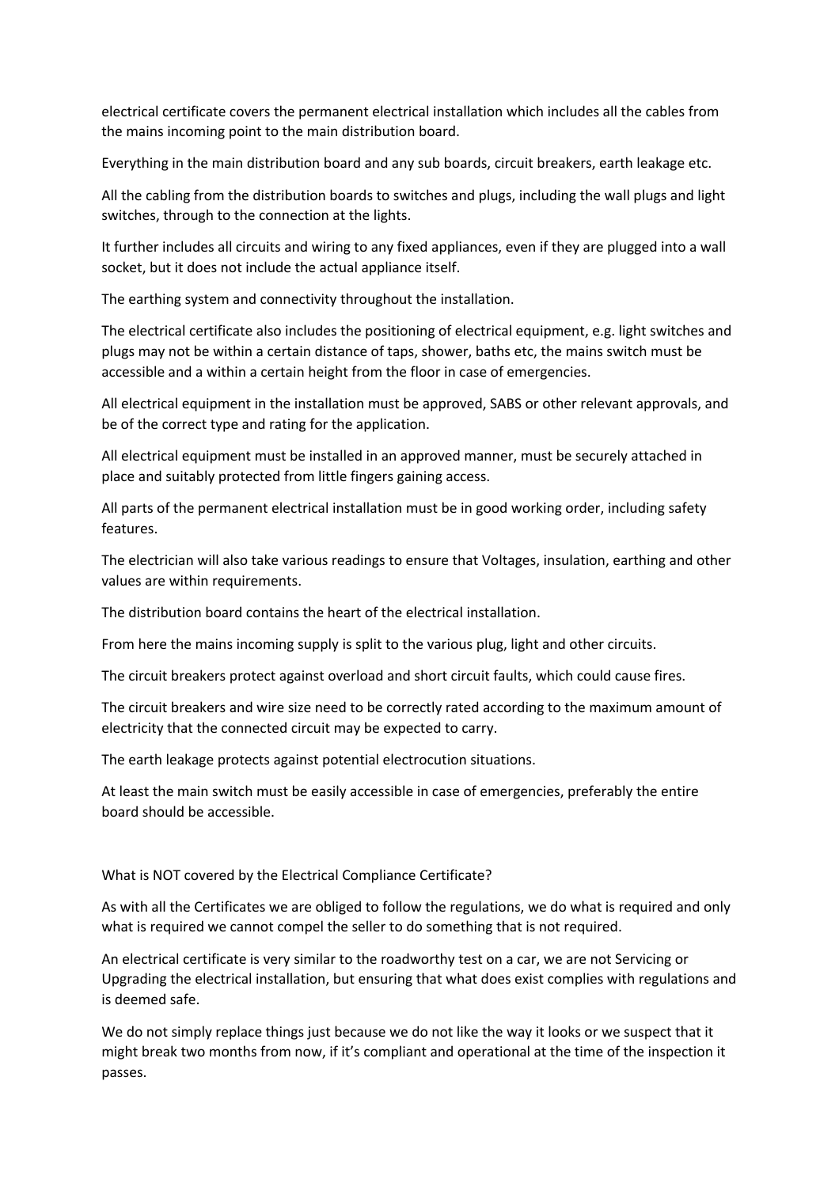electrical certificate covers the permanent electrical installation which includes all the cables from the mains incoming point to the main distribution board.

Everything in the main distribution board and any sub boards, circuit breakers, earth leakage etc.

All the cabling from the distribution boards to switches and plugs, including the wall plugs and light switches, through to the connection at the lights.

It further includes all circuits and wiring to any fixed appliances, even if they are plugged into a wall socket, but it does not include the actual appliance itself.

The earthing system and connectivity throughout the installation.

The electrical certificate also includes the positioning of electrical equipment, e.g. light switches and plugs may not be within a certain distance of taps, shower, baths etc, the mains switch must be accessible and a within a certain height from the floor in case of emergencies.

All electrical equipment in the installation must be approved, SABS or other relevant approvals, and be of the correct type and rating for the application.

All electrical equipment must be installed in an approved manner, must be securely attached in place and suitably protected from little fingers gaining access.

All parts of the permanent electrical installation must be in good working order, including safety features.

The electrician will also take various readings to ensure that Voltages, insulation, earthing and other values are within requirements.

The distribution board contains the heart of the electrical installation.

From here the mains incoming supply is split to the various plug, light and other circuits.

The circuit breakers protect against overload and short circuit faults, which could cause fires.

The circuit breakers and wire size need to be correctly rated according to the maximum amount of electricity that the connected circuit may be expected to carry.

The earth leakage protects against potential electrocution situations.

At least the main switch must be easily accessible in case of emergencies, preferably the entire board should be accessible.

What is NOT covered by the Electrical Compliance Certificate?

As with all the Certificates we are obliged to follow the regulations, we do what is required and only what is required we cannot compel the seller to do something that is not required.

An electrical certificate is very similar to the roadworthy test on a car, we are not Servicing or Upgrading the electrical installation, but ensuring that what does exist complies with regulations and is deemed safe.

We do not simply replace things just because we do not like the way it looks or we suspect that it might break two months from now, if it's compliant and operational at the time of the inspection it passes.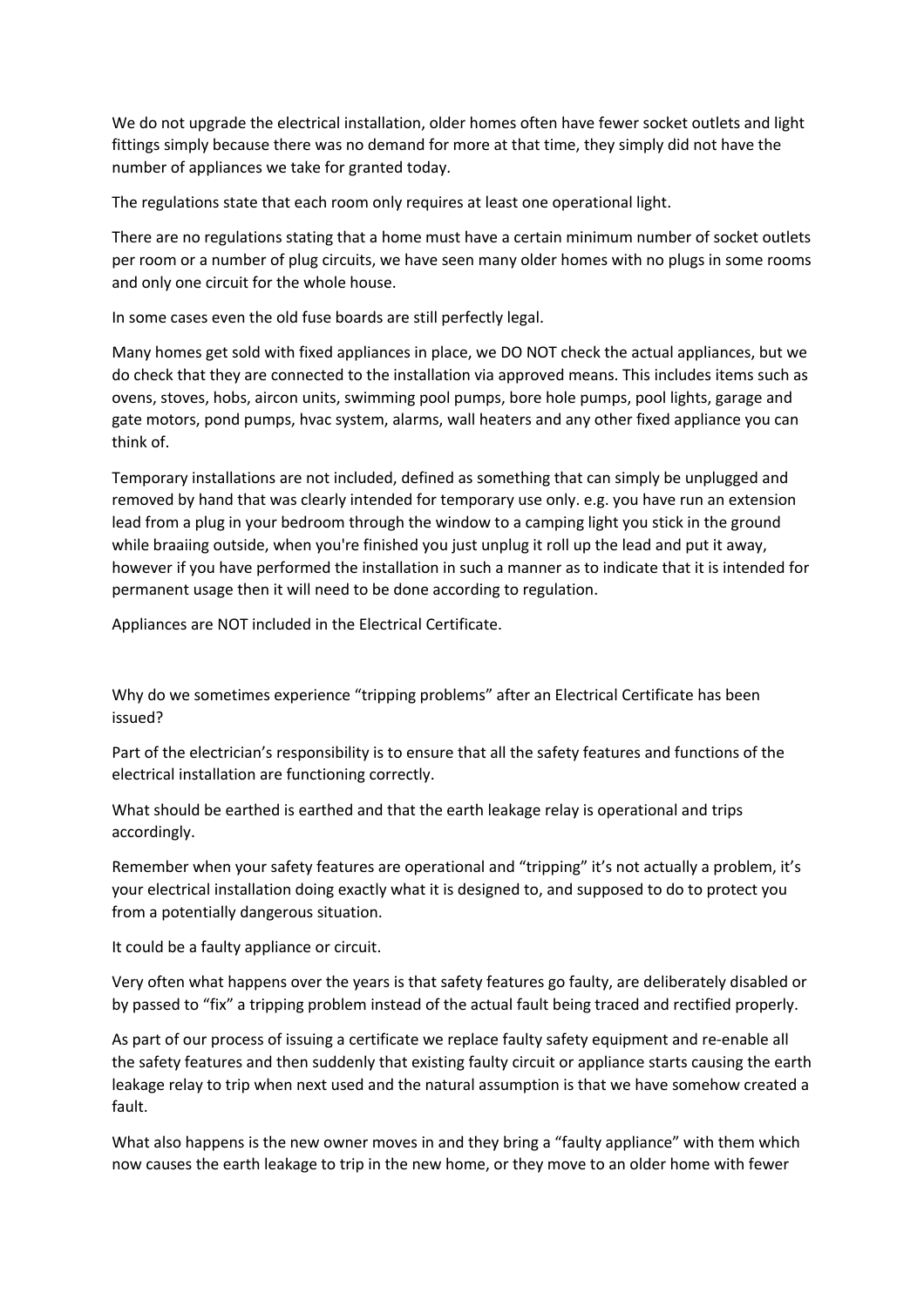We do not upgrade the electrical installation, older homes often have fewer socket outlets and light fittings simply because there was no demand for more at that time, they simply did not have the number of appliances we take for granted today.

The regulations state that each room only requires at least one operational light.

There are no regulations stating that a home must have a certain minimum number of socket outlets per room or a number of plug circuits, we have seen many older homes with no plugs in some rooms and only one circuit for the whole house.

In some cases even the old fuse boards are still perfectly legal.

Many homes get sold with fixed appliances in place, we DO NOT check the actual appliances, but we do check that they are connected to the installation via approved means. This includes items such as ovens, stoves, hobs, aircon units, swimming pool pumps, bore hole pumps, pool lights, garage and gate motors, pond pumps, hvac system, alarms, wall heaters and any other fixed appliance you can think of.

Temporary installations are not included, defined as something that can simply be unplugged and removed by hand that was clearly intended for temporary use only. e.g. you have run an extension lead from a plug in your bedroom through the window to a camping light you stick in the ground while braaiing outside, when you're finished you just unplug it roll up the lead and put it away, however if you have performed the installation in such a manner as to indicate that it is intended for permanent usage then it will need to be done according to regulation.

Appliances are NOT included in the Electrical Certificate.

Why do we sometimes experience "tripping problems" after an Electrical Certificate has been issued?

Part of the electrician's responsibility is to ensure that all the safety features and functions of the electrical installation are functioning correctly.

What should be earthed is earthed and that the earth leakage relay is operational and trips accordingly.

Remember when your safety features are operational and "tripping" it's not actually a problem, it's your electrical installation doing exactly what it is designed to, and supposed to do to protect you from a potentially dangerous situation.

It could be a faulty appliance or circuit.

Very often what happens over the years is that safety features go faulty, are deliberately disabled or by passed to "fix" a tripping problem instead of the actual fault being traced and rectified properly.

As part of our process of issuing a certificate we replace faulty safety equipment and re-enable all the safety features and then suddenly that existing faulty circuit or appliance starts causing the earth leakage relay to trip when next used and the natural assumption is that we have somehow created a fault.

What also happens is the new owner moves in and they bring a "faulty appliance" with them which now causes the earth leakage to trip in the new home, or they move to an older home with fewer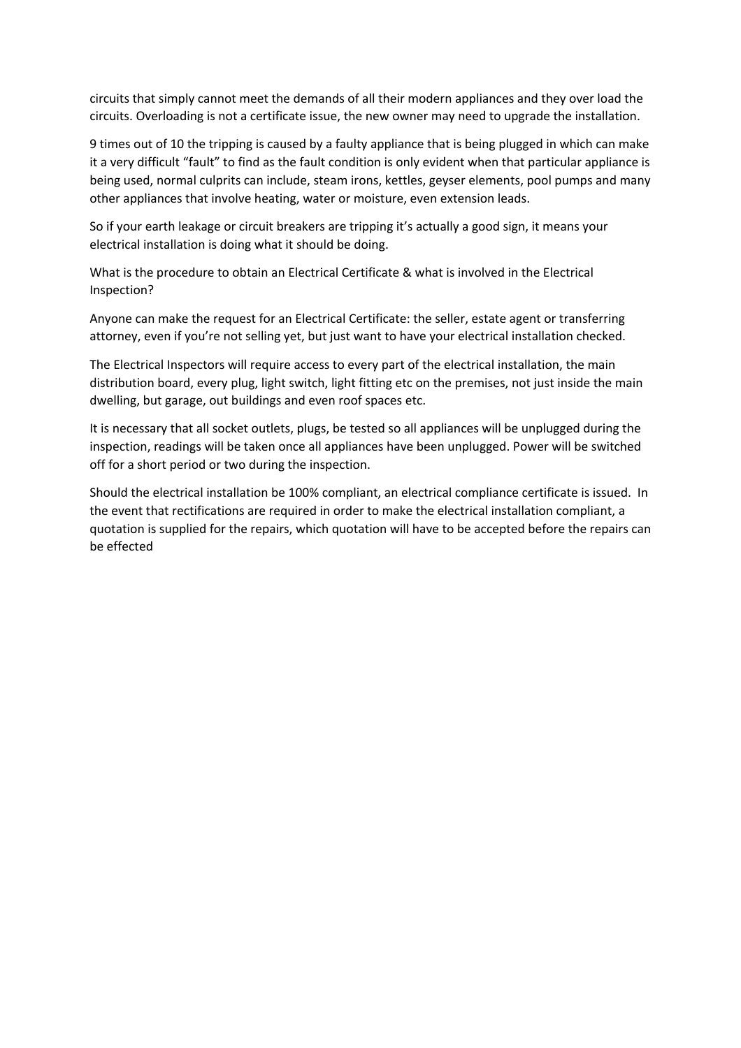circuits that simply cannot meet the demands of all their modern appliances and they over load the circuits. Overloading is not a certificate issue, the new owner may need to upgrade the installation.

9 times out of 10 the tripping is caused by a faulty appliance that is being plugged in which can make it a very difficult "fault" to find as the fault condition is only evident when that particular appliance is being used, normal culprits can include, steam irons, kettles, geyser elements, pool pumps and many other appliances that involve heating, water or moisture, even extension leads.

So if your earth leakage or circuit breakers are tripping it's actually a good sign, it means your electrical installation is doing what it should be doing.

What is the procedure to obtain an Electrical Certificate & what is involved in the Electrical Inspection?

Anyone can make the request for an Electrical Certificate: the seller, estate agent or transferring attorney, even if you're not selling yet, but just want to have your electrical installation checked.

The Electrical Inspectors will require access to every part of the electrical installation, the main distribution board, every plug, light switch, light fitting etc on the premises, not just inside the main dwelling, but garage, out buildings and even roof spaces etc.

It is necessary that all socket outlets, plugs, be tested so all appliances will be unplugged during the inspection, readings will be taken once all appliances have been unplugged. Power will be switched off for a short period or two during the inspection.

Should the electrical installation be 100% compliant, an electrical compliance certificate is issued. In the event that rectifications are required in order to make the electrical installation compliant, a quotation is supplied for the repairs, which quotation will have to be accepted before the repairs can be effected